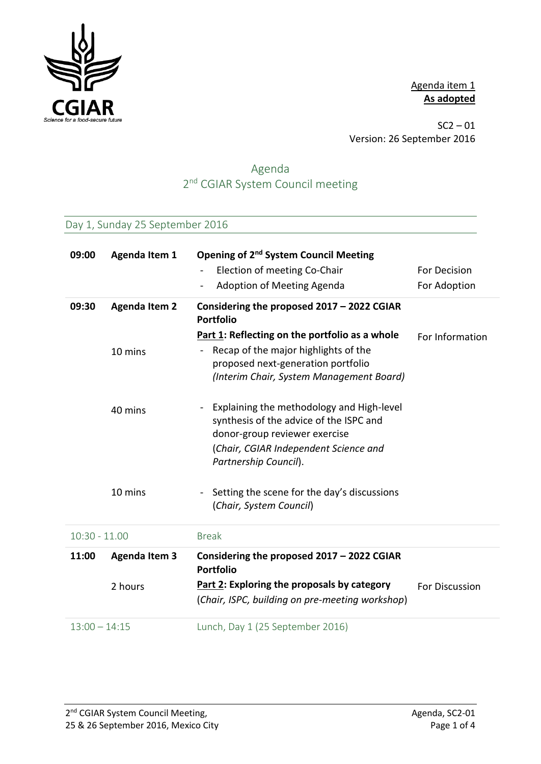Agenda item 1
**As adopted**

SC2 – 01
Version: 26 September 2016

# Agenda
## 2nd CGIAR System Council meeting

### Day 1, Sunday 25 September 2016

| | | | |
|---|---|---|---|
| **09:00** | **Agenda Item 1** | **Opening of 2nd System Council Meeting** | |
| | | - Election of meeting Co-Chair | For Decision |
| | | - Adoption of Meeting Agenda | For Adoption |
| **09:30** | **Agenda Item 2** | **Considering the proposed 2017 – 2022 CGIAR Portfolio** | |
| | | **Part 1: Reflecting on the portfolio as a whole** | For Information |
| | 10 mins | - Recap of the major highlights of the proposed next-generation portfolio *(Interim Chair, System Management Board)* | |
| | 40 mins | - Explaining the methodology and High-level synthesis of the advice of the ISPC and donor-group reviewer exercise (*Chair, CGIAR Independent Science and Partnership Council*). | |
| | 10 mins | - Setting the scene for the day's discussions (*Chair, System Council*) | |
| 10:30 - 11.00 | | Break | |
| **11:00** | **Agenda Item 3** | **Considering the proposed 2017 – 2022 CGIAR Portfolio** | |
| | 2 hours | **Part 2: Exploring the proposals by category** (*Chair, ISPC, building on pre-meeting workshop*) | For Discussion |
| 13:00 – 14:15 | | Lunch, Day 1 (25 September 2016) | |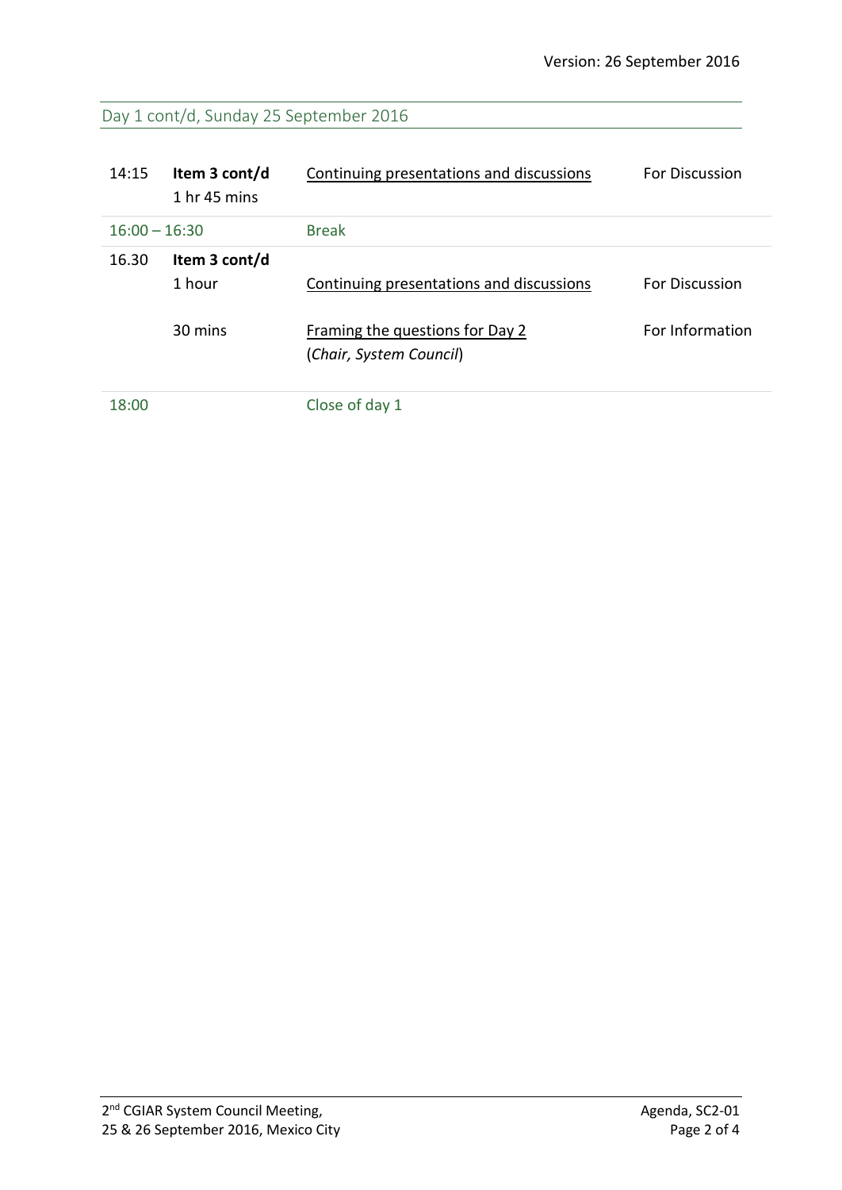Version: 26 September 2016

## Day 1 cont/d, Sunday 25 September 2016

| | | | |
|---|---|---|---|
| 14:15 | **Item 3 cont/d**<br>1 hr 45 mins | Continuing presentations and discussions | For Discussion |
| 16:00 – 16:30 | | Break | |
| 16.30 | **Item 3 cont/d**<br>1 hour | Continuing presentations and discussions | For Discussion |
| | 30 mins | Framing the questions for Day 2<br>(*Chair, System Council*) | For Information |
| 18:00 | | Close of day 1 | |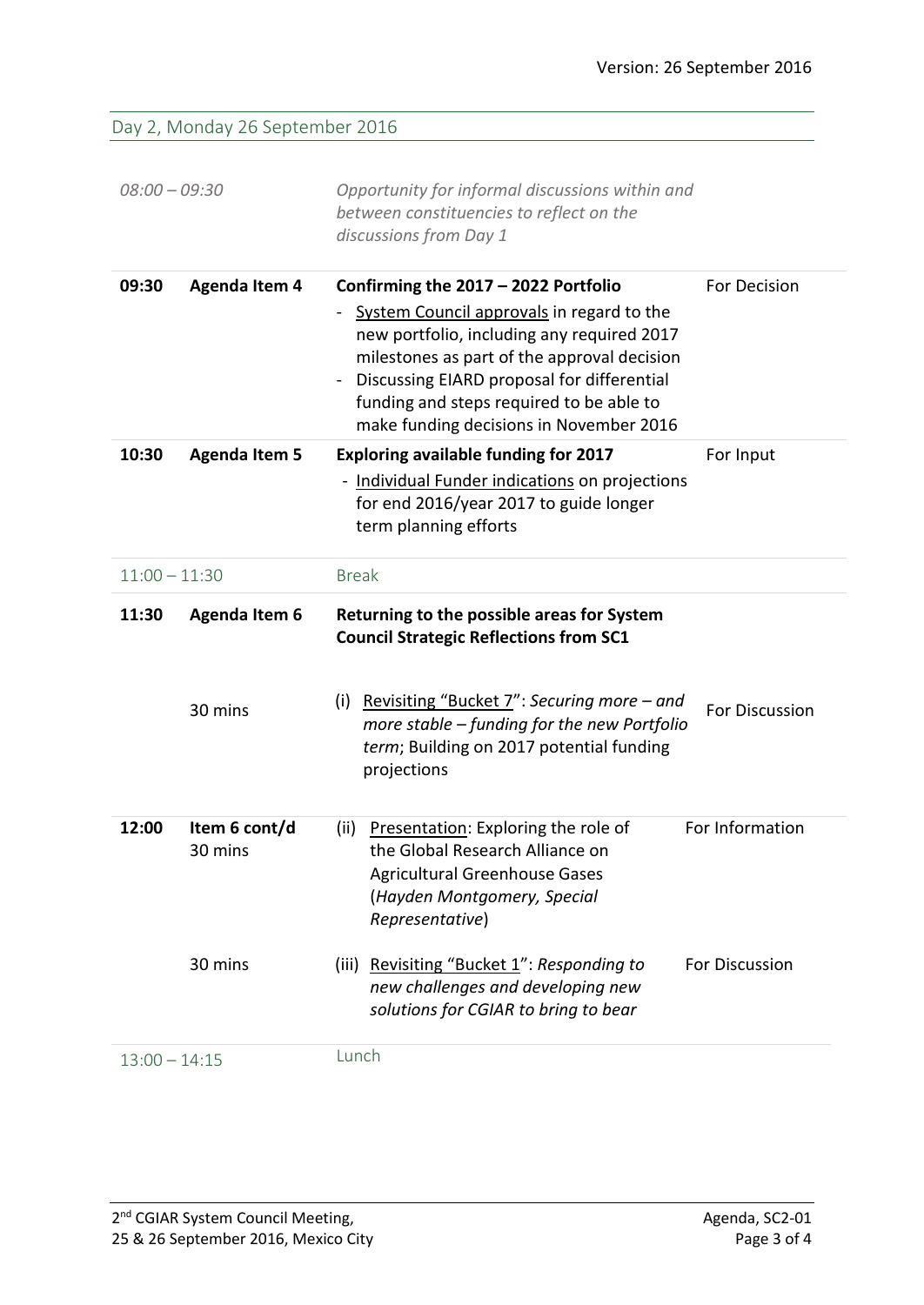Version: 26 September 2016

## Day 2, Monday 26 September 2016

| Time | Item | Description | Purpose |
|---|---|---|---|
| *08:00 – 09:30* | | *Opportunity for informal discussions within and between constituencies to reflect on the discussions from Day 1* | |
| **09:30** | **Agenda Item 4** | **Confirming the 2017 – 2022 Portfolio**<br>- System Council approvals in regard to the new portfolio, including any required 2017 milestones as part of the approval decision<br>- Discussing EIARD proposal for differential funding and steps required to be able to make funding decisions in November 2016 | For Decision |
| **10:30** | **Agenda Item 5** | **Exploring available funding for 2017**<br>- Individual Funder indications on projections for end 2016/year 2017 to guide longer term planning efforts | For Input |
| 11:00 – 11:30 | | Break | |
| **11:30** | **Agenda Item 6** | **Returning to the possible areas for System Council Strategic Reflections from SC1** | |
| | 30 mins | (i) Revisiting "Bucket 7": *Securing more – and more stable – funding for the new Portfolio term*; Building on 2017 potential funding projections | For Discussion |
| **12:00** | **Item 6 cont/d**<br>30 mins | (ii) Presentation: Exploring the role of the Global Research Alliance on Agricultural Greenhouse Gases (*Hayden Montgomery, Special Representative*) | For Information |
| | 30 mins | (iii) Revisiting "Bucket 1": *Responding to new challenges and developing new solutions for CGIAR to bring to bear* | For Discussion |
| 13:00 – 14:15 | | Lunch | |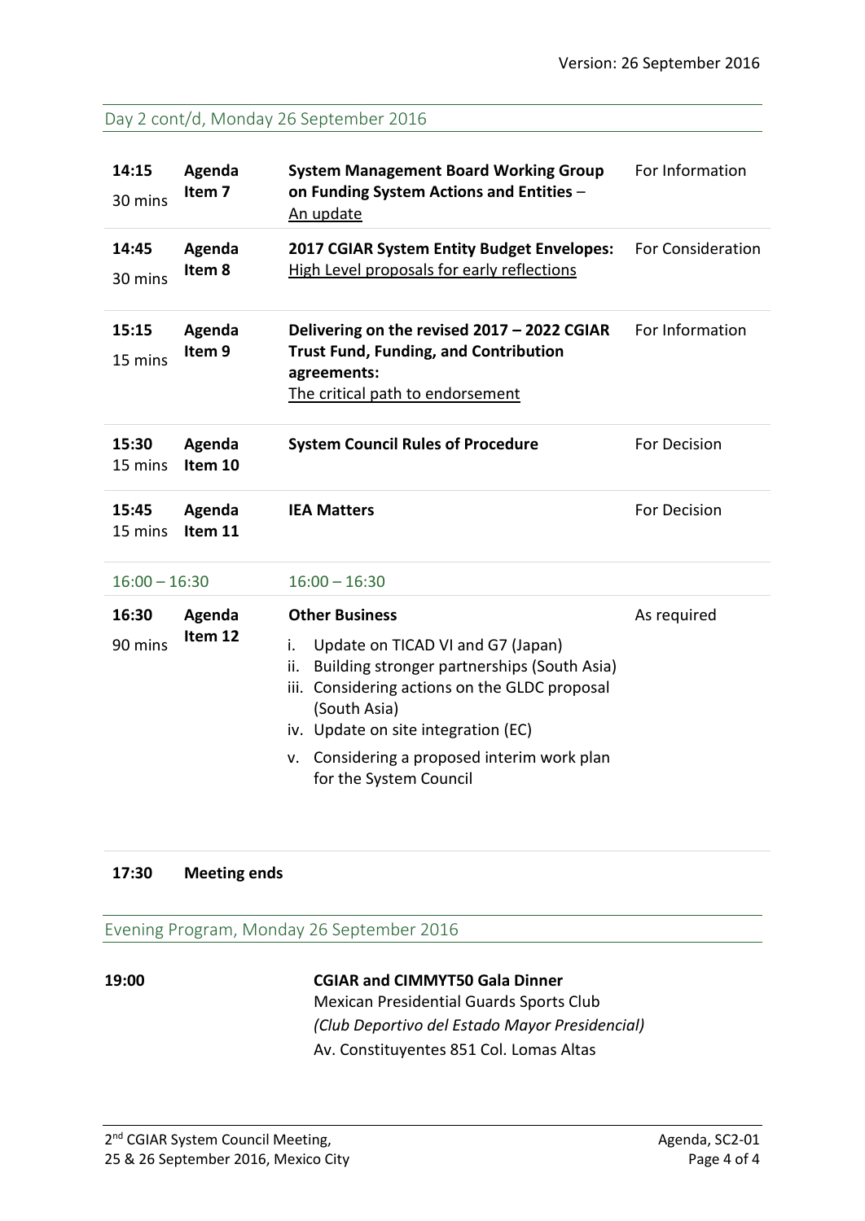Version: 26 September 2016

## Day 2 cont/d, Monday 26 September 2016

| | | | |
|---|---|---|---|
| **14:15** 30 mins | **Agenda Item 7** | **System Management Board Working Group on Funding System Actions and Entities** – An update | For Information |
| **14:45** 30 mins | **Agenda Item 8** | **2017 CGIAR System Entity Budget Envelopes:** High Level proposals for early reflections | For Consideration |
| **15:15** 15 mins | **Agenda Item 9** | **Delivering on the revised 2017 – 2022 CGIAR Trust Fund, Funding, and Contribution agreements:** The critical path to endorsement | For Information |
| **15:30** 15 mins | **Agenda Item 10** | **System Council Rules of Procedure** | For Decision |
| **15:45** 15 mins | **Agenda Item 11** | **IEA Matters** | For Decision |
| 16:00 – 16:30 | | 16:00 – 16:30 | |
| **16:30** 90 mins | **Agenda Item 12** | **Other Business**<br>i. Update on TICAD VI and G7 (Japan)<br>ii. Building stronger partnerships (South Asia)<br>iii. Considering actions on the GLDC proposal (South Asia)<br>iv. Update on site integration (EC)<br>v. Considering a proposed interim work plan for the System Council | As required |
| **17:30** | **Meeting ends** | | |

## Evening Program, Monday 26 September 2016

**19:00**

**CGIAR and CIMMYT50 Gala Dinner**
Mexican Presidential Guards Sports Club
*(Club Deportivo del Estado Mayor Presidencial)*
Av. Constituyentes 851 Col. Lomas Altas